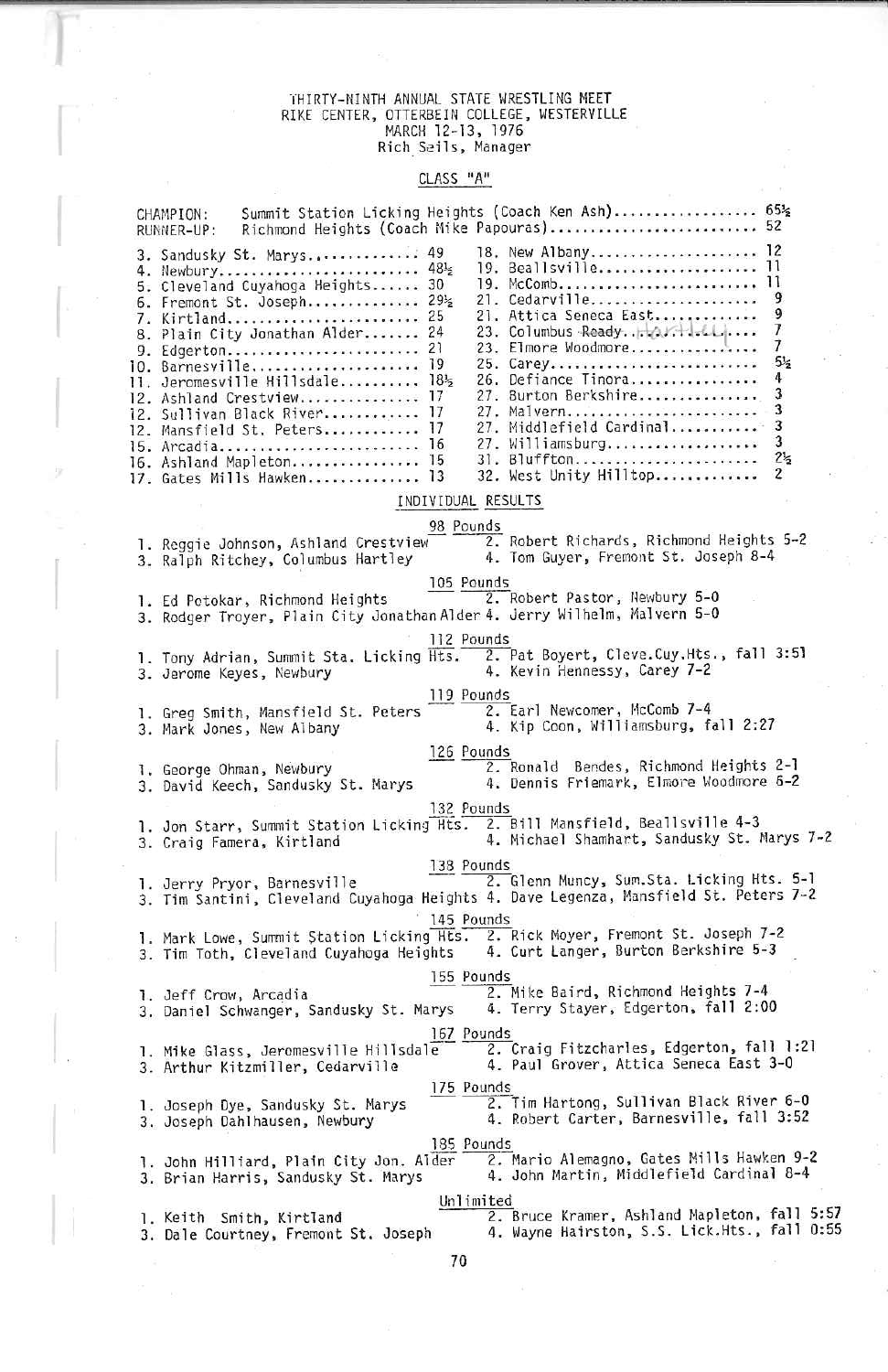# THIRTY-NINTH ANNUAL STATE WRESTLING MEET
RIKE CENTER, OTTERBEIN COLLEGE, WESTERVILLE
MARCH 12-13, 1976
Rich Seils, Manager

## CLASS "A"

CHAMPION: Summit Station Licking Heights (Coach Ken Ash).................. 65½
RUNNER-UP: Richmond Heights (Coach Mike Papouras).......................... 52

3. Sandusky St. Marys.............. 49
4. Newbury......................... 48½
5. Cleveland Cuyahoga Heights...... 30
6. Fremont St. Joseph.............. 29½
7. Kirtland........................ 25
8. Plain City Jonathan Alder....... 24
9. Edgerton........................ 21
10. Barnesville.................... 19
11. Jeromesville Hillsdale......... 18½
12. Ashland Crestview.............. 17
12. Sullivan Black River........... 17
12. Mansfield St. Peters........... 17
15. Arcadia........................ 16
16. Ashland Mapleton............... 15
17. Gates Mills Hawken............. 13
18. New Albany..................... 12
19. Beallsville.................... 11
19. McComb......................... 11
21. Cedarville..................... 9
21. Attica Seneca East............. 9
23. Columbus ~~Ready~~ Hartley..... 7
23. Elmore Woodmore................ 7
25. Carey.......................... 5½
26. Defiance Tinora................ 4
27. Burton Berkshire............... 3
27. Malvern........................ 3
27. Middlefield Cardinal........... 3
27. Williamsburg................... 3
31. Bluffton....................... 2½
32. West Unity Hilltop............. 2

## INDIVIDUAL RESULTS

### 98 Pounds
1. Reggie Johnson, Ashland Crestview
2. Robert Richards, Richmond Heights 5-2
3. Ralph Ritchey, Columbus Hartley
4. Tom Guyer, Fremont St. Joseph 8-4

### 105 Pounds
1. Ed Petokar, Richmond Heights
2. Robert Pastor, Newbury 5-0
3. Rodger Troyer, Plain City Jonathan Alder
4. Jerry Wilhelm, Malvern 5-0

### 112 Pounds
1. Tony Adrian, Summit Sta. Licking Hts.
2. Pat Boyert, Cleve.Cuy.Hts., fall 3:51
3. Jerome Keyes, Newbury
4. Kevin Hennessy, Carey 7-2

### 119 Pounds
1. Greg Smith, Mansfield St. Peters
2. Earl Newcomer, McComb 7-4
3. Mark Jones, New Albany
4. Kip Coon, Williamsburg, fall 2:27

### 126 Pounds
1. George Ohman, Newbury
2. Ronald Bendes, Richmond Heights 2-1
3. David Keech, Sandusky St. Marys
4. Dennis Friemark, Elmore Woodmore 6-2

### 132 Pounds
1. Jon Starr, Summit Station Licking Hts.
2. Bill Mansfield, Beallsville 4-3
3. Craig Famera, Kirtland
4. Michael Shamhart, Sandusky St. Marys 7-2

### 138 Pounds
1. Jerry Pryor, Barnesville
2. Glenn Muncy, Sum.Sta. Licking Hts. 5-1
3. Tim Santini, Cleveland Cuyahoga Heights
4. Dave Legenza, Mansfield St. Peters 7-2

### 145 Pounds
1. Mark Lowe, Summit Station Licking Hts.
2. Rick Moyer, Fremont St. Joseph 7-2
3. Tim Toth, Cleveland Cuyahoga Heights
4. Curt Langer, Burton Berkshire 5-3

### 155 Pounds
1. Jeff Crow, Arcadia
2. Mike Baird, Richmond Heights 7-4
3. Daniel Schwanger, Sandusky St. Marys
4. Terry Stayer, Edgerton, fall 2:00

### 167 Pounds
1. Mike Glass, Jeromesville Hillsdale
2. Craig Fitzcharles, Edgerton, fall 1:21
3. Arthur Kitzmiller, Cedarville
4. Paul Grover, Attica Seneca East 3-0

### 175 Pounds
1. Joseph Dye, Sandusky St. Marys
2. Tim Hartong, Sullivan Black River 6-0
3. Joseph Dahlhausen, Newbury
4. Robert Carter, Barnesville, fall 3:52

### 185 Pounds
1. John Hilliard, Plain City Jon. Alder
2. Mario Alemagno, Gates Mills Hawken 9-2
3. Brian Harris, Sandusky St. Marys
4. John Martin, Middlefield Cardinal 8-4

### Unlimited
1. Keith Smith, Kirtland
2. Bruce Kramer, Ashland Mapleton, fall 5:57
3. Dale Courtney, Fremont St. Joseph
4. Wayne Hairston, S.S. Lick.Hts., fall 0:55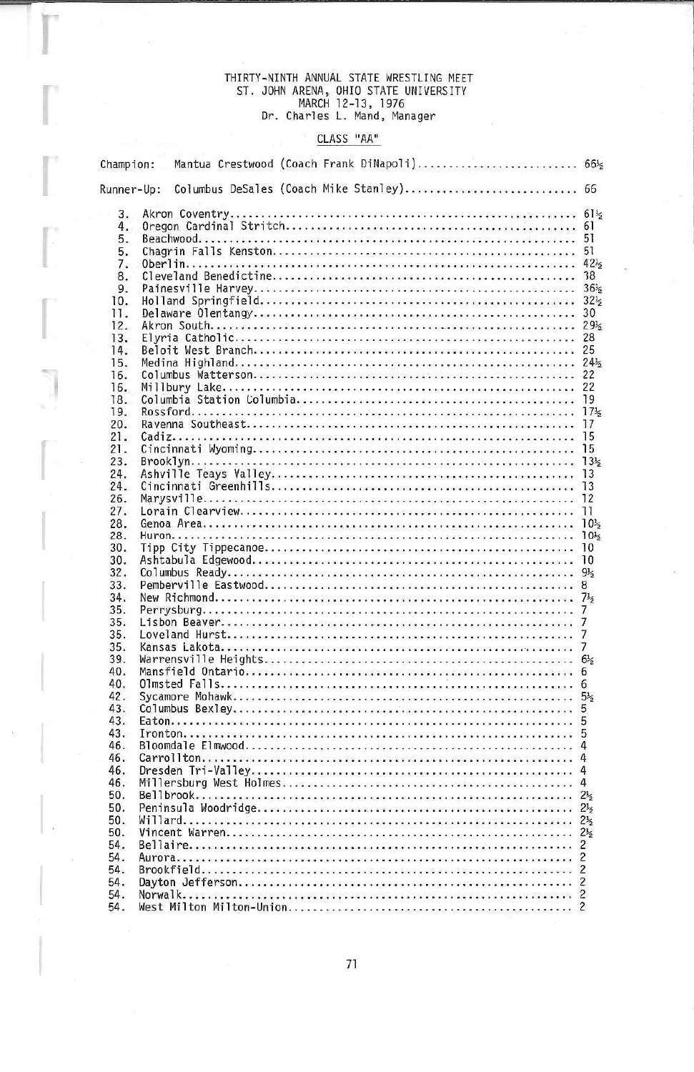THIRTY-NINTH ANNUAL STATE WRESTLING MEET
ST. JOHN ARENA, OHIO STATE UNIVERSITY
MARCH 12-13, 1976
Dr. Charles L. Mand, Manager

## CLASS "AA"

Champion: Mantua Crestwood (Coach Frank DiNapoli) .......... 65½

Runner-Up: Columbus DeSales (Coach Mike Stanley) .......... 66

| Place | School | Points |
|---|---|---|
| 3. | Akron Coventry | 61½ |
| 4. | Oregon Cardinal Stritch | 61 |
| 5. | Beachwood | 51 |
| 5. | Chagrin Falls Kenston | 51 |
| 7. | Oberlin | 42½ |
| 8. | Cleveland Benedictine | 38 |
| 9. | Painesville Harvey | 36½ |
| 10. | Holland Springfield | 32½ |
| 11. | Delaware Olentangy | 30 |
| 12. | Akron South | 29½ |
| 13. | Elyria Catholic | 28 |
| 14. | Beloit West Branch | 25 |
| 15. | Medina Highland | 24½ |
| 16. | Columbus Watterson | 22 |
| 16. | Millbury Lake | 22 |
| 18. | Columbia Station Columbia | 19 |
| 19. | Rossford | 17½ |
| 20. | Ravenna Southeast | 17 |
| 21. | Cadiz | 15 |
| 21. | Cincinnati Wyoming | 15 |
| 23. | Brooklyn | 13½ |
| 24. | Ashville Teays Valley | 13 |
| 24. | Cincinnati Greenhills | 13 |
| 26. | Marysville | 12 |
| 27. | Lorain Clearview | 11 |
| 28. | Genoa Area | 10½ |
| 28. | Huron | 10½ |
| 30. | Tipp City Tippecanoe | 10 |
| 30. | Ashtabula Edgewood | 10 |
| 32. | Columbus Ready | 9½ |
| 33. | Pemberville Eastwood | 8 |
| 34. | New Richmond | 7½ |
| 35. | Perrysburg | 7 |
| 35. | Lisbon Beaver | 7 |
| 35. | Loveland Hurst | 7 |
| 35. | Kansas Lakota | 7 |
| 39. | Warrensville Heights | 6½ |
| 40. | Mansfield Ontario | 6 |
| 40. | Olmsted Falls | 6 |
| 42. | Sycamore Mohawk | 5½ |
| 43. | Columbus Bexley | 5 |
| 43. | Eaton | 5 |
| 43. | Ironton | 5 |
| 46. | Bloomdale Elmwood | 4 |
| 46. | Carrollton | 4 |
| 46. | Dresden Tri-Valley | 4 |
| 46. | Millersburg West Holmes | 4 |
| 50. | Bellbrook | 2½ |
| 50. | Peninsula Woodridge | 2½ |
| 50. | Willard | 2½ |
| 50. | Vincent Warren | 2½ |
| 54. | Bellaire | 2 |
| 54. | Aurora | 2 |
| 54. | Brookfield | 2 |
| 54. | Dayton Jefferson | 2 |
| 54. | Norwalk | 2 |
| 54. | West Milton Milton-Union | 2 |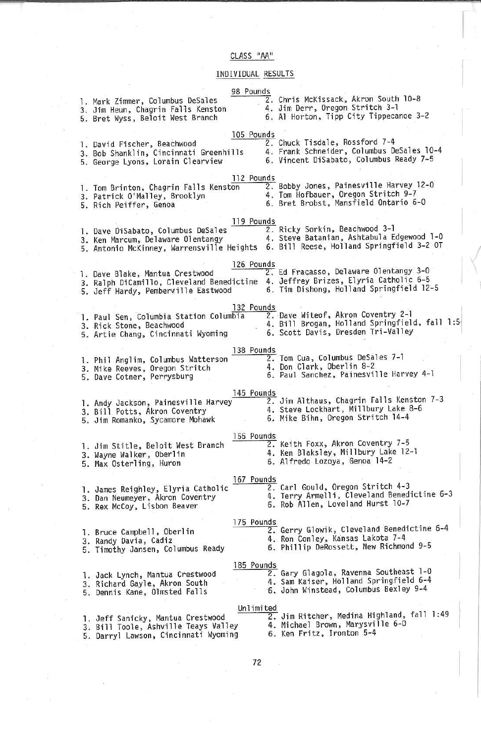## CLASS "AA"

### INDIVIDUAL RESULTS

#### 98 Pounds

1. Mark Zimmer, Columbus DeSales
2. Chris McKissack, Akron South 10-8
3. Jim Heun, Chagrin Falls Kenston
4. Jim Derr, Oregon Stritch 3-1
5. Bret Wyss, Beloit West Branch
6. Al Horton, Tipp City Tippecanoe 3-2

#### 105 Pounds

1. David Fischer, Beachwood
2. Chuck Tisdale, Rossford 7-4
3. Bob Shanklin, Cincinnati Greenhills
4. Frank Schneider, Columbus DeSales 10-4
5. George Lyons, Lorain Clearview
6. Vincent DiSabato, Columbus Ready 7-5

#### 112 Pounds

1. Tom Brinton, Chagrin Falls Kenston
2. Bobby Jones, Painesville Harvey 12-0
3. Patrick O'Malley, Brooklyn
4. Tom Hofbauer, Oregon Stritch 9-7
5. Rich Peiffer, Genoa
6. Bret Brobst, Mansfield Ontario 6-0

#### 119 Pounds

1. Dave DiSabato, Columbus DeSales
2. Ricky Sorkin, Beachwood 3-1
3. Ken Marcum, Delaware Olentangy
4. Steve Batanian, Ashtabula Edgewood 1-0
5. Antonio McKinney, Warrensville Heights
6. Bill Reese, Holland Springfield 3-2 OT

#### 126 Pounds

1. Dave Blake, Mantua Crestwood
2. Ed Fracasso, Delaware Olentangy 3-0
3. Ralph DiCamillo, Cleveland Benedictine
4. Jeffrey Brizes, Elyria Catholic 6-5
5. Jeff Hardy, Pemberville Eastwood
6. Tim Dishong, Holland Springfield 12-5

#### 132 Pounds

1. Paul Sen, Columbia Station Columbia
2. Dave Witeof, Akron Coventry 2-1
3. Rick Stone, Beachwood
4. Bill Brogan, Holland Springfield, fall 1:5
5. Artie Chang, Cincinnati Wyoming
6. Scott Davis, Dresden Tri-Valley

#### 138 Pounds

1. Phil Anglim, Columbus Watterson
2. Tom Cua, Columbus DeSales 7-1
3. Mike Reeves, Oregon Stritch
4. Don Clark, Oberlin 8-2
5. Dave Cotner, Perrysburg
6. Paul Sanchez, Painesville Harvey 4-1

#### 145 Pounds

1. Andy Jackson, Painesville Harvey
2. Jim Althaus, Chagrin Falls Kenston 7-3
3. Bill Potts, Akron Coventry
4. Steve Lockhart, Millbury Lake 8-6
5. Jim Romanko, Sycamore Mohawk
6. Mike Bihn, Oregon Stritch 14-4

#### 155 Pounds

1. Jim Stitle, Beloit West Branch
2. Keith Foxx, Akron Coventry 7-5
3. Wayne Walker, Oberlin
4. Ken Blaksley, Millbury Lake 12-1
5. Max Osterling, Huron
6. Alfredo Lozoya, Genoa 14-2

#### 167 Pounds

1. James Reighley, Elyria Catholic
2. Carl Gould, Oregon Stritch 4-3
3. Dan Neumeyer, Akron Coventry
4. Terry Armelli, Cleveland Benedictine 6-3
5. Rex McCoy, Lisbon Beaver
6. Rob Allen, Loveland Hurst 10-7

#### 175 Pounds

1. Bruce Campbell, Oberlin
2. Gerry Glowik, Cleveland Benedictine 6-4
3. Randy Davia, Cadiz
4. Ron Conley, Kansas Lakota 7-4
5. Timothy Jansen, Columbus Ready
6. Phillip DeRossett, New Richmond 9-5

#### 185 Pounds

1. Jack Lynch, Mantua Crestwood
2. Gary Glagola, Ravenna Southeast 1-0
3. Richard Gayle, Akron South
4. Sam Kaiser, Holland Springfield 6-4
5. Dennis Kane, Olmsted Falls
6. John Winstead, Columbus Bexley 9-4

#### Unlimited

1. Jeff Sanicky, Mantua Crestwood
2. Jim Ritcher, Medina Highland, fall 1:49
3. Bill Toole, Ashville Teays Valley
4. Michael Brown, Marysville 6-0
5. Darryl Lawson, Cincinnati Wyoming
6. Ken Fritz, Ironton 5-4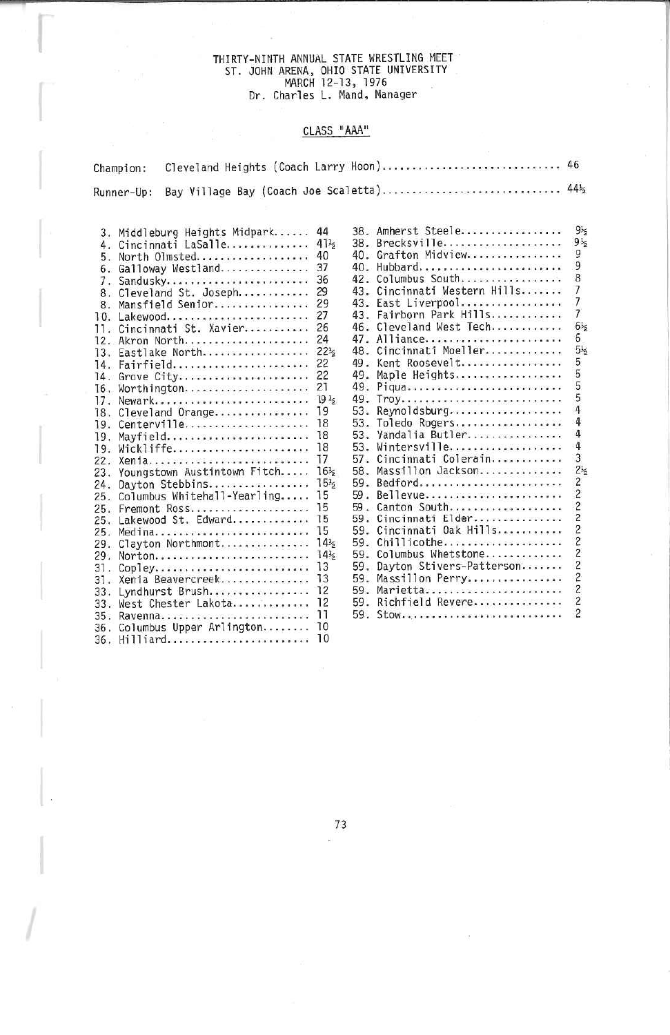THIRTY-NINTH ANNUAL STATE WRESTLING MEET
ST. JOHN ARENA, OHIO STATE UNIVERSITY
MARCH 12-13, 1976
Dr. Charles L. Mand, Manager

## CLASS "AAA"

Champion: Cleveland Heights (Coach Larry Hoon).............................. 46

Runner-Up: Bay Village Bay (Coach Joe Scaletta).............................. 44½

| Place | School | Points |
|---|---|---|
| 3. | Middleburg Heights Midpark | 44 |
| 4. | Cincinnati LaSalle | 41½ |
| 5. | North Olmsted | 40 |
| 6. | Galloway Westland | 37 |
| 7. | Sandusky | 36 |
| 8. | Cleveland St. Joseph | 29 |
| 8. | Mansfield Senior | 29 |
| 10. | Lakewood | 27 |
| 11. | Cincinnati St. Xavier | 26 |
| 12. | Akron North | 24 |
| 13. | Eastlake North | 22½ |
| 14. | Fairfield | 22 |
| 14. | Grove City | 22 |
| 16. | Worthington | 21 |
| 17. | Newark | 19½ |
| 18. | Cleveland Orange | 19 |
| 19. | Centerville | 18 |
| 19. | Mayfield | 18 |
| 19. | Wickliffe | 18 |
| 22. | Xenia | 17 |
| 23. | Youngstown Austintown Fitch | 16½ |
| 24. | Dayton Stebbins | 15½ |
| 25. | Columbus Whitehall-Yearling | 15 |
| 25. | Fremont Ross | 15 |
| 25. | Lakewood St. Edward | 15 |
| 25. | Medina | 15 |
| 29. | Clayton Northmont | 14½ |
| 29. | Norton | 14½ |
| 31. | Copley | 13 |
| 31. | Xenia Beavercreek | 13 |
| 33. | Lyndhurst Brush | 12 |
| 33. | West Chester Lakota | 12 |
| 35. | Ravenna | 11 |
| 36. | Columbus Upper Arlington | 10 |
| 36. | Hilliard | 10 |
| 38. | Amherst Steele | 9½ |
| 38. | Brecksville | 9½ |
| 40. | Grafton Midview | 9 |
| 40. | Hubbard | 9 |
| 42. | Columbus South | 8 |
| 43. | Cincinnati Western Hills | 7 |
| 43. | East Liverpool | 7 |
| 43. | Fairborn Park Hills | 7 |
| 46. | Cleveland West Tech | 6½ |
| 47. | Alliance | 6 |
| 48. | Cincinnati Moeller | 5½ |
| 49. | Kent Roosevelt | 5 |
| 49. | Maple Heights | 5 |
| 49. | Piqua | 5 |
| 49. | Troy | 5 |
| 53. | Reynoldsburg | 4 |
| 53. | Toledo Rogers | 4 |
| 53. | Vandalia Butler | 4 |
| 53. | Wintersville | 4 |
| 57. | Cincinnati Colerain | 3 |
| 58. | Massillon Jackson | 2½ |
| 59. | Bedford | 2 |
| 59. | Bellevue | 2 |
| 59. | Canton South | 2 |
| 59. | Cincinnati Elder | 2 |
| 59. | Cincinnati Oak Hills | 2 |
| 59. | Chillicothe | 2 |
| 59. | Columbus Whetstone | 2 |
| 59. | Dayton Stivers-Patterson | 2 |
| 59. | Massillon Perry | 2 |
| 59. | Marietta | 2 |
| 59. | Richfield Revere | 2 |
| 59. | Stow | 2 |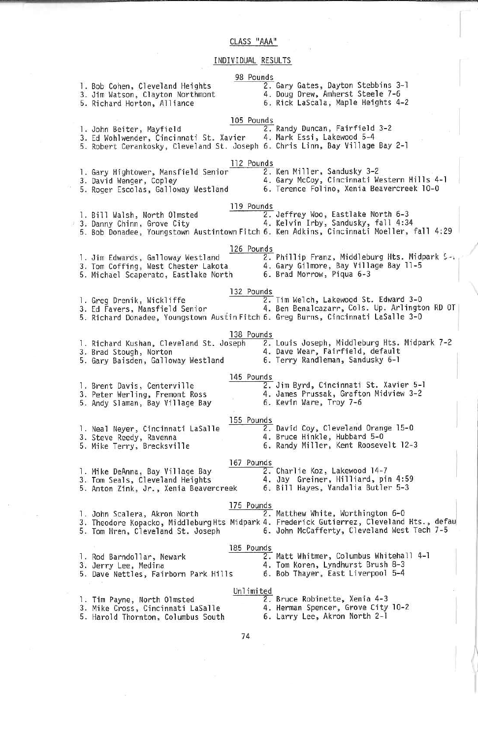## CLASS "AAA"

### INDIVIDUAL RESULTS

**98 Pounds**

1. Bob Cohen, Cleveland Heights
2. Gary Gates, Dayton Stebbins 3-1
3. Jim Watson, Clayton Northmont
4. Doug Drew, Amherst Steele 7-6
5. Richard Horton, Alliance
6. Rick LaScala, Maple Heights 4-2

**105 Pounds**

1. John Beiter, Mayfield
2. Randy Duncan, Fairfield 3-2
3. Ed Wohlwender, Cincinnati St. Xavier
4. Mark Essi, Lakewood 5-4
5. Robert Cerankosky, Cleveland St. Joseph
6. Chris Linn, Bay Village Bay 2-1

**112 Pounds**

1. Gary Hightower, Mansfield Senior
2. Ken Miller, Sandusky 3-2
3. David Wenger, Copley
4. Gary McCoy, Cincinnati Western Hills 4-1
5. Roger Escolas, Galloway Westland
6. Terence Folino, Xenia Beavercreek 10-0

**119 Pounds**

1. Bill Walsh, North Olmsted
2. Jeffrey Woo, Eastlake North 6-3
3. Danny Chinn, Grove City
4. Kelvin Irby, Sandusky, fall 4:34
5. Bob Donadee, Youngstown Austintown Fitch
6. Ken Adkins, Cincinnati Moeller, fall 4:29

**126 Pounds**

1. Jim Edwards, Galloway Westland
2. Phillip Franz, Middleburg Hts. Midpark 5-
3. Tom Coffing, West Chester Lakota
4. Gary Gilmore, Bay Village Bay 11-5
5. Michael Scaperato, Eastlake North
6. Brad Morrow, Piqua 6-3

**132 Pounds**

1. Greg Drenik, Wickliffe
2. Tim Welch, Lakewood St. Edward 3-0
3. Ed Favers, Mansfield Senior
4. Ben Benalcazarr, Cols. Up. Arlington RD OT
5. Richard Donadee, Youngstown Austin Fitch
6. Greg Burns, Cincinnati LaSalle 3-0

**138 Pounds**

1. Richard Kushan, Cleveland St. Joseph
2. Louis Joseph, Middleburg Hts. Midpark 7-2
3. Brad Stough, Norton
4. Dave Wear, Fairfield, default
5. Gary Baisden, Galloway Westland
6. Terry Randleman, Sandusky 6-1

**145 Pounds**

1. Brent Davis, Centerville
2. Jim Byrd, Cincinnati St. Xavier 5-1
3. Peter Werling, Fremont Ross
4. James Prussak, Grafton Midview 3-2
5. Andy Slaman, Bay Village Bay
6. Kevin Ware, Troy 7-6

**155 Pounds**

1. Neal Neyer, Cincinnati LaSalle
2. David Coy, Cleveland Orange 15-0
3. Steve Reedy, Ravenna
4. Bruce Hinkle, Hubbard 5-0
5. Mike Terry, Brecksville
6. Randy Miller, Kent Roosevelt 12-3

**167 Pounds**

1. Mike DeAnna, Bay Village Bay
2. Charlie Koz, Lakewood 14-7
3. Tom Seals, Cleveland Heights
4. Jay Greiner, Hilliard, pin 4:59
5. Anton Zink, Jr., Xenia Beavercreek
6. Bill Hayes, Vandalia Butler 5-3

**175 Pounds**

1. John Scalera, Akron North
2. Matthew White, Worthington 6-0
3. Theodore Kopacko, Middleburg Hts Midpark
4. Frederick Gutierrez, Cleveland Hts., defau
5. Tom Hren, Cleveland St. Joseph
6. John McCafferty, Cleveland West Tech 7-5

**185 Pounds**

1. Rod Barndollar, Newark
2. Matt Whitmer, Columbus Whitehall 4-1
3. Jerry Lee, Medina
4. Tom Koren, Lyndhurst Brush 8-3
5. Dave Nettles, Fairborn Park Hills
6. Bob Thayer, East Liverpool 5-4

**Unlimited**

1. Tim Payne, North Olmsted
2. Bruce Robinette, Xenia 4-3
3. Mike Cross, Cincinnati LaSalle
4. Herman Spencer, Grove City 10-2
5. Harold Thornton, Columbus South
6. Larry Lee, Akron North 2-1